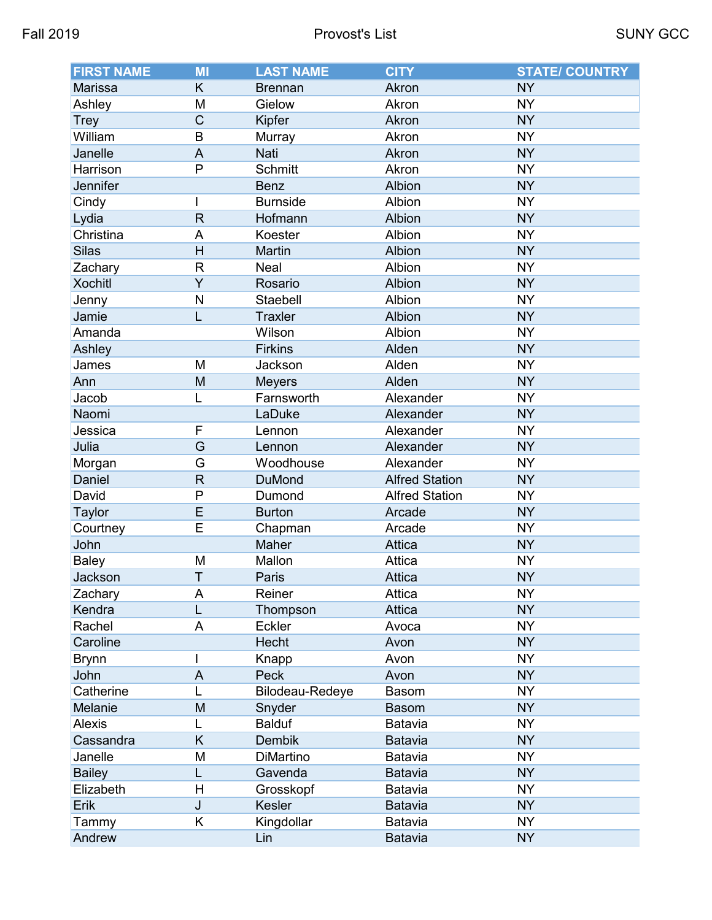Fall 2019 Provost's List SUNY GCC

| FIRST NAME | MI | LAST NAME | CITY | STATE/ COUNTRY |
| --- | --- | --- | --- | --- |
| Marissa | K | Brennan | Akron | NY |
| Ashley | M | Gielow | Akron | NY |
| Trey | C | Kipfer | Akron | NY |
| William | B | Murray | Akron | NY |
| Janelle | A | Nati | Akron | NY |
| Harrison | P | Schmitt | Akron | NY |
| Jennifer | | Benz | Albion | NY |
| Cindy | I | Burnside | Albion | NY |
| Lydia | R | Hofmann | Albion | NY |
| Christina | A | Koester | Albion | NY |
| Silas | H | Martin | Albion | NY |
| Zachary | R | Neal | Albion | NY |
| Xochitl | Y | Rosario | Albion | NY |
| Jenny | N | Staebell | Albion | NY |
| Jamie | L | Traxler | Albion | NY |
| Amanda | | Wilson | Albion | NY |
| Ashley | | Firkins | Alden | NY |
| James | M | Jackson | Alden | NY |
| Ann | M | Meyers | Alden | NY |
| Jacob | L | Farnsworth | Alexander | NY |
| Naomi | | LaDuke | Alexander | NY |
| Jessica | F | Lennon | Alexander | NY |
| Julia | G | Lennon | Alexander | NY |
| Morgan | G | Woodhouse | Alexander | NY |
| Daniel | R | DuMond | Alfred Station | NY |
| David | P | Dumond | Alfred Station | NY |
| Taylor | E | Burton | Arcade | NY |
| Courtney | E | Chapman | Arcade | NY |
| John | | Maher | Attica | NY |
| Baley | M | Mallon | Attica | NY |
| Jackson | T | Paris | Attica | NY |
| Zachary | A | Reiner | Attica | NY |
| Kendra | L | Thompson | Attica | NY |
| Rachel | A | Eckler | Avoca | NY |
| Caroline | | Hecht | Avon | NY |
| Brynn | I | Knapp | Avon | NY |
| John | A | Peck | Avon | NY |
| Catherine | L | Bilodeau-Redeye | Basom | NY |
| Melanie | M | Snyder | Basom | NY |
| Alexis | L | Balduf | Batavia | NY |
| Cassandra | K | Dembik | Batavia | NY |
| Janelle | M | DiMartino | Batavia | NY |
| Bailey | L | Gavenda | Batavia | NY |
| Elizabeth | H | Grosskopf | Batavia | NY |
| Erik | J | Kesler | Batavia | NY |
| Tammy | K | Kingdollar | Batavia | NY |
| Andrew | | Lin | Batavia | NY |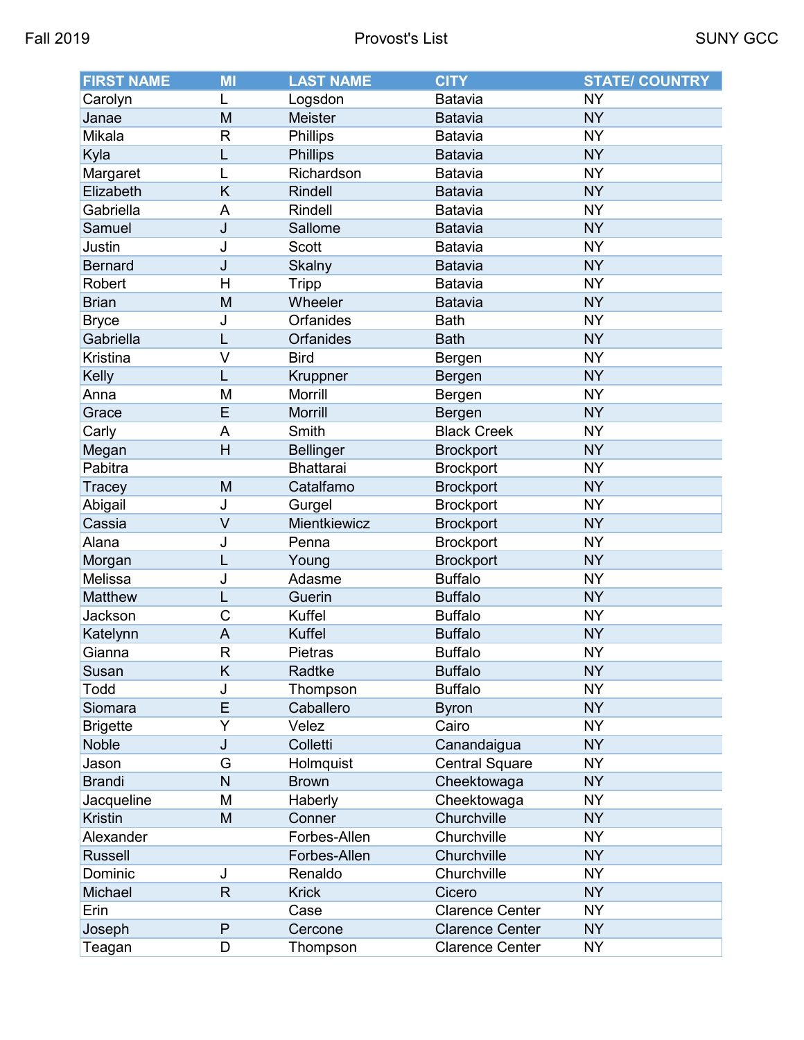| FIRST NAME | MI | LAST NAME | CITY | STATE/ COUNTRY |
| --- | --- | --- | --- | --- |
| Carolyn | L | Logsdon | Batavia | NY |
| Janae | M | Meister | Batavia | NY |
| Mikala | R | Phillips | Batavia | NY |
| Kyla | L | Phillips | Batavia | NY |
| Margaret | L | Richardson | Batavia | NY |
| Elizabeth | K | Rindell | Batavia | NY |
| Gabriella | A | Rindell | Batavia | NY |
| Samuel | J | Sallome | Batavia | NY |
| Justin | J | Scott | Batavia | NY |
| Bernard | J | Skalny | Batavia | NY |
| Robert | H | Tripp | Batavia | NY |
| Brian | M | Wheeler | Batavia | NY |
| Bryce | J | Orfanides | Bath | NY |
| Gabriella | L | Orfanides | Bath | NY |
| Kristina | V | Bird | Bergen | NY |
| Kelly | L | Kruppner | Bergen | NY |
| Anna | M | Morrill | Bergen | NY |
| Grace | E | Morrill | Bergen | NY |
| Carly | A | Smith | Black Creek | NY |
| Megan | H | Bellinger | Brockport | NY |
| Pabitra | | Bhattarai | Brockport | NY |
| Tracey | M | Catalfamo | Brockport | NY |
| Abigail | J | Gurgel | Brockport | NY |
| Cassia | V | Mientkiewicz | Brockport | NY |
| Alana | J | Penna | Brockport | NY |
| Morgan | L | Young | Brockport | NY |
| Melissa | J | Adasme | Buffalo | NY |
| Matthew | L | Guerin | Buffalo | NY |
| Jackson | C | Kuffel | Buffalo | NY |
| Katelynn | A | Kuffel | Buffalo | NY |
| Gianna | R | Pietras | Buffalo | NY |
| Susan | K | Radtke | Buffalo | NY |
| Todd | J | Thompson | Buffalo | NY |
| Siomara | E | Caballero | Byron | NY |
| Brigette | Y | Velez | Cairo | NY |
| Noble | J | Colletti | Canandaigua | NY |
| Jason | G | Holmquist | Central Square | NY |
| Brandi | N | Brown | Cheektowaga | NY |
| Jacqueline | M | Haberly | Cheektowaga | NY |
| Kristin | M | Conner | Churchville | NY |
| Alexander | | Forbes-Allen | Churchville | NY |
| Russell | | Forbes-Allen | Churchville | NY |
| Dominic | J | Renaldo | Churchville | NY |
| Michael | R | Krick | Cicero | NY |
| Erin | | Case | Clarence Center | NY |
| Joseph | P | Cercone | Clarence Center | NY |
| Teagan | D | Thompson | Clarence Center | NY |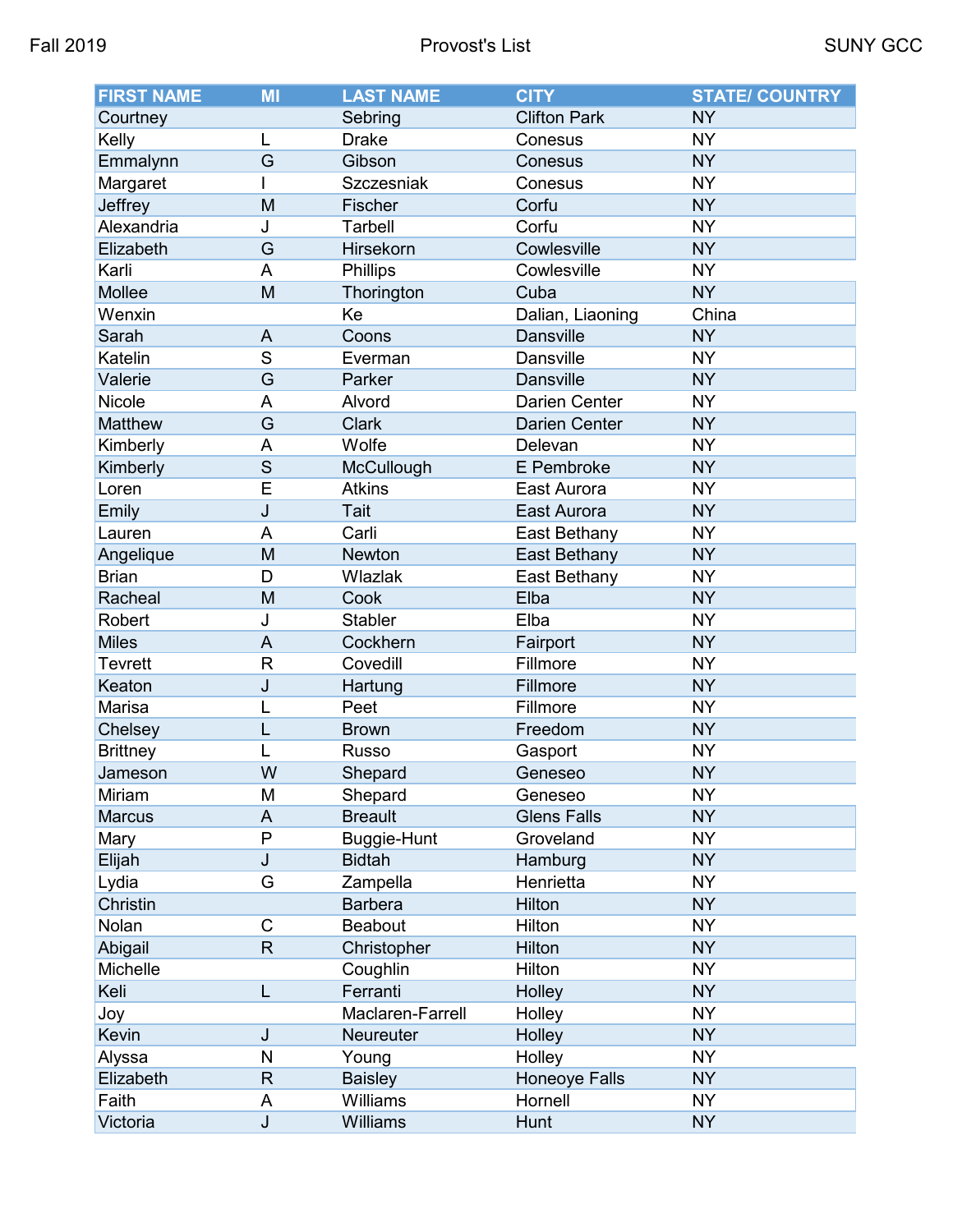| FIRST NAME | MI | LAST NAME | CITY | STATE/ COUNTRY |
| --- | --- | --- | --- | --- |
| Courtney | | Sebring | Clifton Park | NY |
| Kelly | L | Drake | Conesus | NY |
| Emmalynn | G | Gibson | Conesus | NY |
| Margaret | I | Szczesniak | Conesus | NY |
| Jeffrey | M | Fischer | Corfu | NY |
| Alexandria | J | Tarbell | Corfu | NY |
| Elizabeth | G | Hirsekorn | Cowlesville | NY |
| Karli | A | Phillips | Cowlesville | NY |
| Mollee | M | Thorington | Cuba | NY |
| Wenxin | | Ke | Dalian, Liaoning | China |
| Sarah | A | Coons | Dansville | NY |
| Katelin | S | Everman | Dansville | NY |
| Valerie | G | Parker | Dansville | NY |
| Nicole | A | Alvord | Darien Center | NY |
| Matthew | G | Clark | Darien Center | NY |
| Kimberly | A | Wolfe | Delevan | NY |
| Kimberly | S | McCullough | E Pembroke | NY |
| Loren | E | Atkins | East Aurora | NY |
| Emily | J | Tait | East Aurora | NY |
| Lauren | A | Carli | East Bethany | NY |
| Angelique | M | Newton | East Bethany | NY |
| Brian | D | Wlazlak | East Bethany | NY |
| Racheal | M | Cook | Elba | NY |
| Robert | J | Stabler | Elba | NY |
| Miles | A | Cockhern | Fairport | NY |
| Tevrett | R | Covedill | Fillmore | NY |
| Keaton | J | Hartung | Fillmore | NY |
| Marisa | L | Peet | Fillmore | NY |
| Chelsey | L | Brown | Freedom | NY |
| Brittney | L | Russo | Gasport | NY |
| Jameson | W | Shepard | Geneseo | NY |
| Miriam | M | Shepard | Geneseo | NY |
| Marcus | A | Breault | Glens Falls | NY |
| Mary | P | Buggie-Hunt | Groveland | NY |
| Elijah | J | Bidtah | Hamburg | NY |
| Lydia | G | Zampella | Henrietta | NY |
| Christin | | Barbera | Hilton | NY |
| Nolan | C | Beabout | Hilton | NY |
| Abigail | R | Christopher | Hilton | NY |
| Michelle | | Coughlin | Hilton | NY |
| Keli | L | Ferranti | Holley | NY |
| Joy | | Maclaren-Farrell | Holley | NY |
| Kevin | J | Neureuter | Holley | NY |
| Alyssa | N | Young | Holley | NY |
| Elizabeth | R | Baisley | Honeoye Falls | NY |
| Faith | A | Williams | Hornell | NY |
| Victoria | J | Williams | Hunt | NY |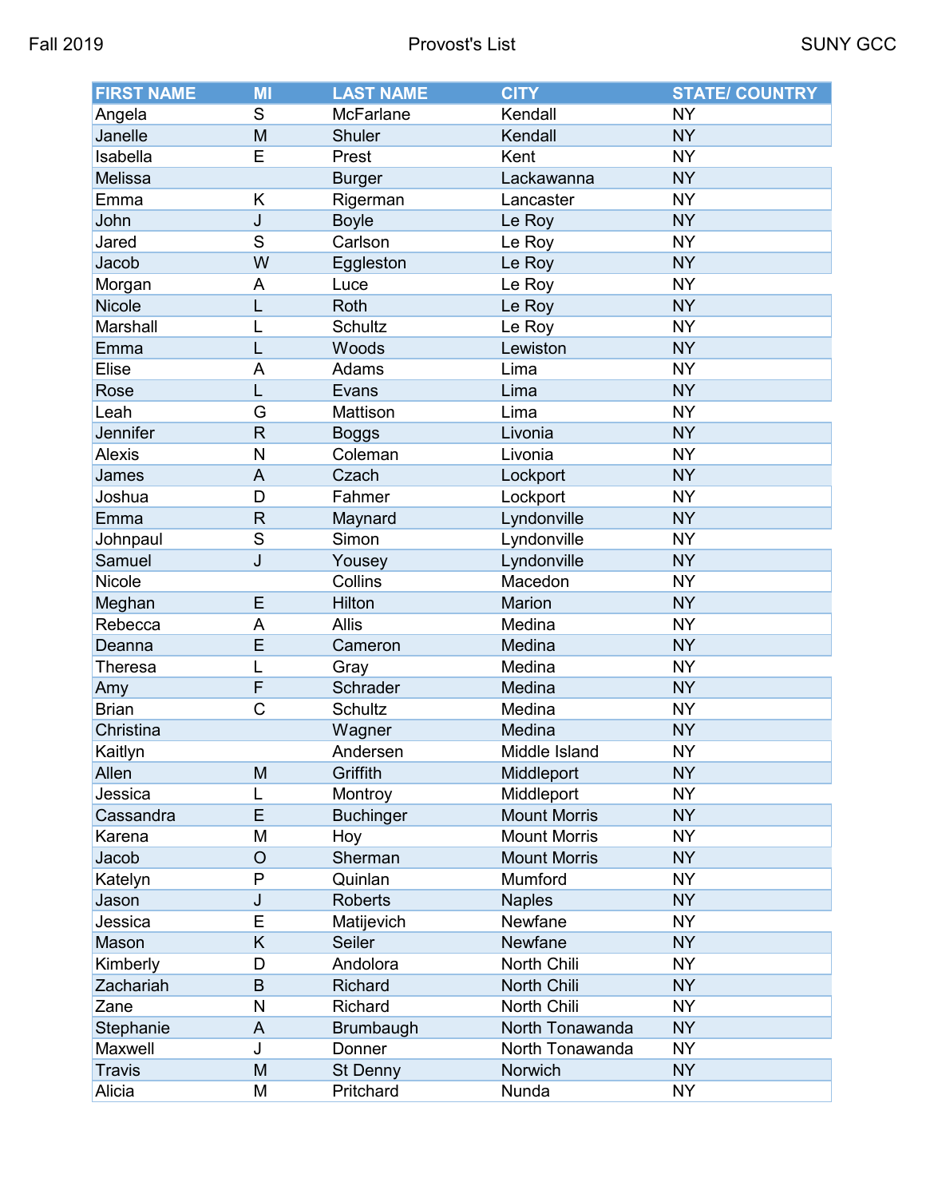| FIRST NAME | MI | LAST NAME | CITY | STATE/ COUNTRY |
|---|---|---|---|---|
| Angela | S | McFarlane | Kendall | NY |
| Janelle | M | Shuler | Kendall | NY |
| Isabella | E | Prest | Kent | NY |
| Melissa | | Burger | Lackawanna | NY |
| Emma | K | Rigerman | Lancaster | NY |
| John | J | Boyle | Le Roy | NY |
| Jared | S | Carlson | Le Roy | NY |
| Jacob | W | Eggleston | Le Roy | NY |
| Morgan | A | Luce | Le Roy | NY |
| Nicole | L | Roth | Le Roy | NY |
| Marshall | L | Schultz | Le Roy | NY |
| Emma | L | Woods | Lewiston | NY |
| Elise | A | Adams | Lima | NY |
| Rose | L | Evans | Lima | NY |
| Leah | G | Mattison | Lima | NY |
| Jennifer | R | Boggs | Livonia | NY |
| Alexis | N | Coleman | Livonia | NY |
| James | A | Czach | Lockport | NY |
| Joshua | D | Fahmer | Lockport | NY |
| Emma | R | Maynard | Lyndonville | NY |
| Johnpaul | S | Simon | Lyndonville | NY |
| Samuel | J | Yousey | Lyndonville | NY |
| Nicole | | Collins | Macedon | NY |
| Meghan | E | Hilton | Marion | NY |
| Rebecca | A | Allis | Medina | NY |
| Deanna | E | Cameron | Medina | NY |
| Theresa | L | Gray | Medina | NY |
| Amy | F | Schrader | Medina | NY |
| Brian | C | Schultz | Medina | NY |
| Christina | | Wagner | Medina | NY |
| Kaitlyn | | Andersen | Middle Island | NY |
| Allen | M | Griffith | Middleport | NY |
| Jessica | L | Montroy | Middleport | NY |
| Cassandra | E | Buchinger | Mount Morris | NY |
| Karena | M | Hoy | Mount Morris | NY |
| Jacob | O | Sherman | Mount Morris | NY |
| Katelyn | P | Quinlan | Mumford | NY |
| Jason | J | Roberts | Naples | NY |
| Jessica | E | Matijevich | Newfane | NY |
| Mason | K | Seiler | Newfane | NY |
| Kimberly | D | Andolora | North Chili | NY |
| Zachariah | B | Richard | North Chili | NY |
| Zane | N | Richard | North Chili | NY |
| Stephanie | A | Brumbaugh | North Tonawanda | NY |
| Maxwell | J | Donner | North Tonawanda | NY |
| Travis | M | St Denny | Norwich | NY |
| Alicia | M | Pritchard | Nunda | NY |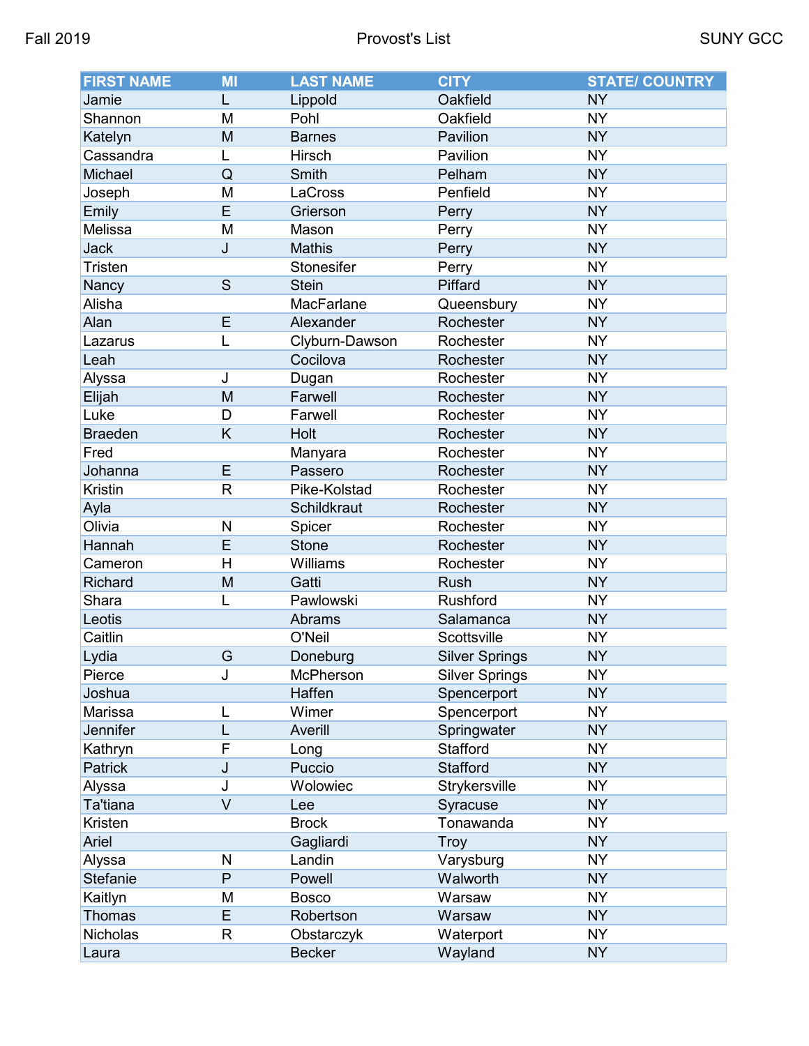| FIRST NAME | MI | LAST NAME | CITY | STATE/ COUNTRY |
|---|---|---|---|---|
| Jamie | L | Lippold | Oakfield | NY |
| Shannon | M | Pohl | Oakfield | NY |
| Katelyn | M | Barnes | Pavilion | NY |
| Cassandra | L | Hirsch | Pavilion | NY |
| Michael | Q | Smith | Pelham | NY |
| Joseph | M | LaCross | Penfield | NY |
| Emily | E | Grierson | Perry | NY |
| Melissa | M | Mason | Perry | NY |
| Jack | J | Mathis | Perry | NY |
| Tristen | | Stonesifer | Perry | NY |
| Nancy | S | Stein | Piffard | NY |
| Alisha | | MacFarlane | Queensbury | NY |
| Alan | E | Alexander | Rochester | NY |
| Lazarus | L | Clyburn-Dawson | Rochester | NY |
| Leah | | Cocilova | Rochester | NY |
| Alyssa | J | Dugan | Rochester | NY |
| Elijah | M | Farwell | Rochester | NY |
| Luke | D | Farwell | Rochester | NY |
| Braeden | K | Holt | Rochester | NY |
| Fred | | Manyara | Rochester | NY |
| Johanna | E | Passero | Rochester | NY |
| Kristin | R | Pike-Kolstad | Rochester | NY |
| Ayla | | Schildkraut | Rochester | NY |
| Olivia | N | Spicer | Rochester | NY |
| Hannah | E | Stone | Rochester | NY |
| Cameron | H | Williams | Rochester | NY |
| Richard | M | Gatti | Rush | NY |
| Shara | L | Pawlowski | Rushford | NY |
| Leotis | | Abrams | Salamanca | NY |
| Caitlin | | O'Neil | Scottsville | NY |
| Lydia | G | Doneburg | Silver Springs | NY |
| Pierce | J | McPherson | Silver Springs | NY |
| Joshua | | Haffen | Spencerport | NY |
| Marissa | L | Wimer | Spencerport | NY |
| Jennifer | L | Averill | Springwater | NY |
| Kathryn | F | Long | Stafford | NY |
| Patrick | J | Puccio | Stafford | NY |
| Alyssa | J | Wolowiec | Strykersville | NY |
| Ta'tiana | V | Lee | Syracuse | NY |
| Kristen | | Brock | Tonawanda | NY |
| Ariel | | Gagliardi | Troy | NY |
| Alyssa | N | Landin | Varysburg | NY |
| Stefanie | P | Powell | Walworth | NY |
| Kaitlyn | M | Bosco | Warsaw | NY |
| Thomas | E | Robertson | Warsaw | NY |
| Nicholas | R | Obstarczyk | Waterport | NY |
| Laura | | Becker | Wayland | NY |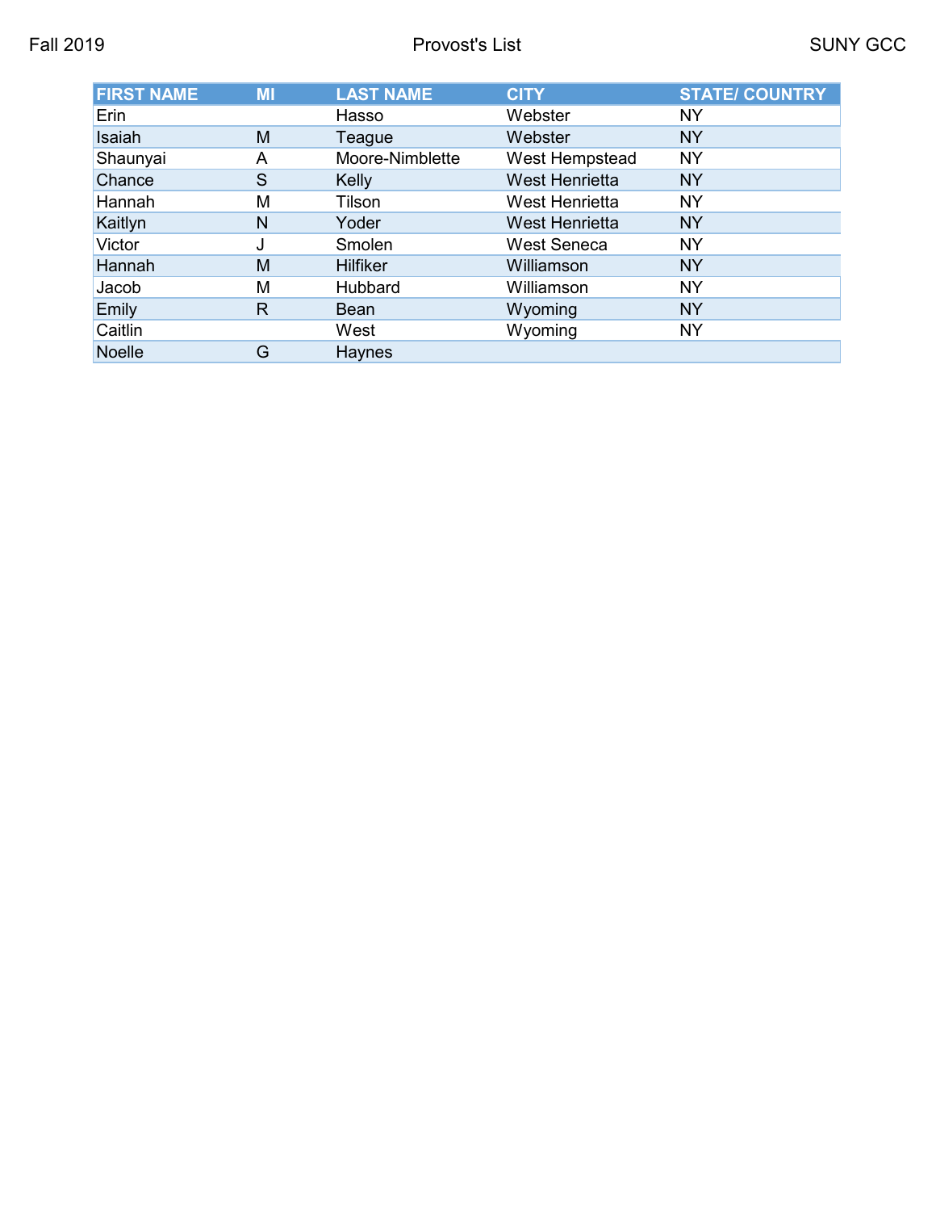| FIRST NAME | MI | LAST NAME | CITY | STATE/ COUNTRY |
|---|---|---|---|---|
| Erin | | Hasso | Webster | NY |
| Isaiah | M | Teague | Webster | NY |
| Shaunyai | A | Moore-Nimblette | West Hempstead | NY |
| Chance | S | Kelly | West Henrietta | NY |
| Hannah | M | Tilson | West Henrietta | NY |
| Kaitlyn | N | Yoder | West Henrietta | NY |
| Victor | J | Smolen | West Seneca | NY |
| Hannah | M | Hilfiker | Williamson | NY |
| Jacob | M | Hubbard | Williamson | NY |
| Emily | R | Bean | Wyoming | NY |
| Caitlin | | West | Wyoming | NY |
| Noelle | G | Haynes | | |